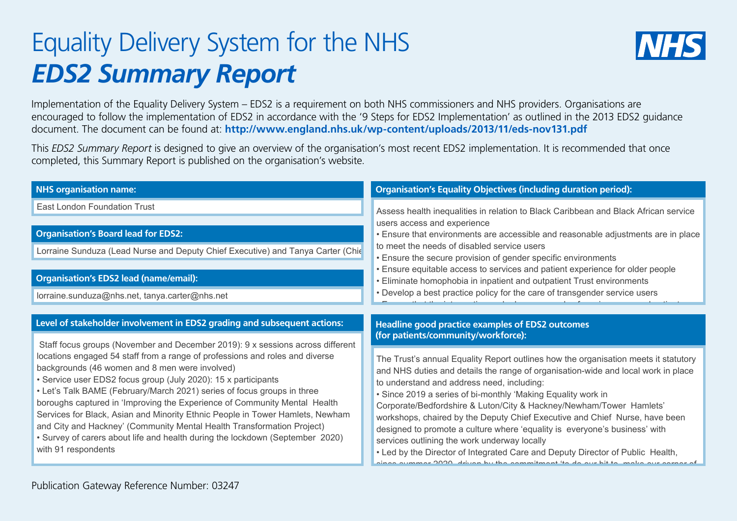# Equality Delivery System for the NHS

## *EDS2 Summary Report*

Implementation of the Equality Delivery System – EDS2 is a requirement on both NHS commissioners and NHS providers. Organisations are encouraged to follow the implementation of EDS2 in accordance with the '9 Steps for EDS2 Implementation' as outlined in the 2013 EDS2 guidance document. The document can be found at: **http://www.england.nhs.uk/wp-content/uploads/2013/11/eds-nov131.pdf**

This *EDS2 Summary Report* is designed to give an overview of the organisation's most recent EDS2 implementation. It is recommended that once completed, this Summary Report is published on the organisation's website.

### NHS organisation name:

East London Foundation Trust

### Organisation's Board lead for EDS2:

Lorraine Sunduza (Lead Nurse and Deputy Chief Executive) and Tanya Carter (Chie

### Organisation's EDS2 lead (name/email):

lorraine.sunduza@nhs.net, tanya.carter@nhs.net

### Level of stakeholder involvement in EDS2 grading and subsequent actions:

Staff focus groups (November and December 2019): 9 x sessions across different locations engaged 54 staff from a range of professions and roles and diverse backgrounds (46 women and 8 men were involved)

- Service user EDS2 focus group (July 2020): 15 x participants
- Let's Talk BAME (February/March 2021) series of focus groups in three boroughs captured in 'Improving the Experience of Community Mental Health Services for Black, Asian and Minority Ethnic People in Tower Hamlets, Newham and City and Hackney' (Community Mental Health Transformation Project)
- Survey of carers about life and health during the lockdown (September 2020) with 91 respondents

### Organisation's Equality Objectives (including duration period):

Assess health inequalities in relation to Black Caribbean and Black African service users access and experience

- Ensure that environments are accessible and reasonable adjustments are in place to meet the needs of disabled service users
- Ensure the secure provision of gender specific environments
- Ensure equitable access to services and patient experience for older people
- Eliminate homophobia in inpatient and outpatient Trust environments
- Develop a best practice policy for the care of transgender service users

### Headline good practice examples of EDS2 outcomes (for patients/community/workforce):

The Trust's annual Equality Report outlines how the organisation meets it statutory and NHS duties and details the range of organisation-wide and local work in place to understand and address need, including:

- Since 2019 a series of bi-monthly 'Making Equality work in Corporate/Bedfordshire & Luton/City & Hackney/Newham/Tower Hamlets' workshops, chaired by the Deputy Chief Executive and Chief Nurse, have been designed to promote a culture where 'equality is everyone's business' with services outlining the work underway locally
- Led by the Director of Integrated Care and Deputy Director of Public Health,

Publication Gateway Reference Number: 03247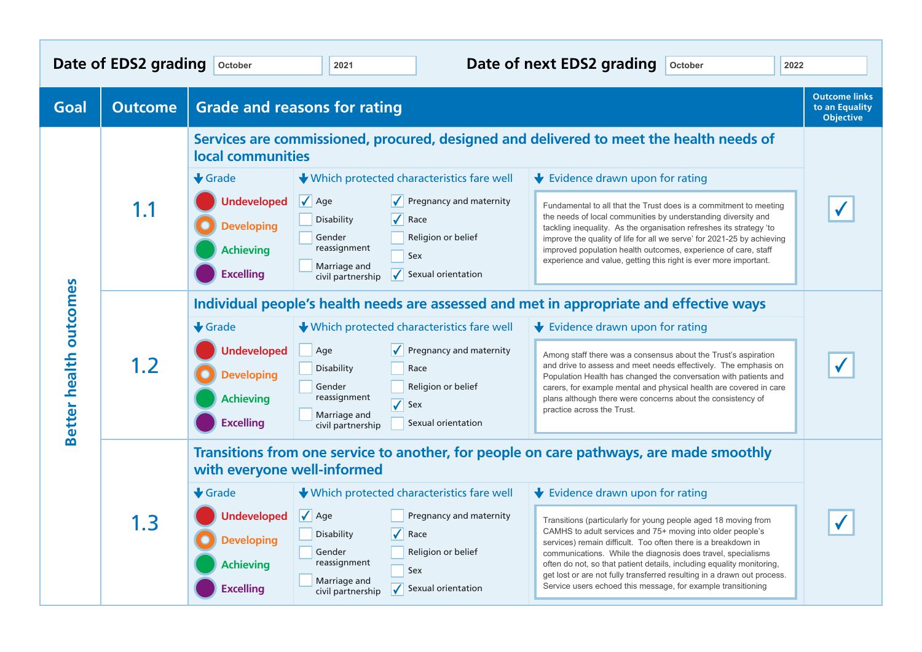**Date of EDS2 grading** October 2021 **Date of next EDS2 grading** October 2022

| Goal | Outcome | Grade and reasons for rating | | | Outcome links to an Equality Objective |
|---|---|---|---|---|---|
| Better health outcomes | 1.1 | **Services are commissioned, procured, designed and delivered to meet the health needs of local communities** | | | ✓ |
| | | **Grade** | **Which protected characteristics fare well** | **Evidence drawn upon for rating** | |
| | | Undeveloped<br>Developing<br>Achieving<br>Excelling | ✓ Age<br>☐ Disability<br>☐ Gender reassignment<br>☐ Marriage and civil partnership<br>✓ Pregnancy and maternity<br>✓ Race<br>☐ Religion or belief<br>☐ Sex<br>✓ Sexual orientation | Fundamental to all that the Trust does is a commitment to meeting the needs of local communities by understanding diversity and tackling inequality. As the organisation refreshes its strategy 'to improve the quality of life for all we serve' for 2021-25 by achieving improved population health outcomes, experience of care, staff experience and value, getting this right is ever more important. | |
| | 1.2 | **Individual people's health needs are assessed and met in appropriate and effective ways** | | | ✓ |
| | | **Grade** | **Which protected characteristics fare well** | **Evidence drawn upon for rating** | |
| | | Undeveloped<br>Developing<br>Achieving<br>Excelling | ☐ Age<br>☐ Disability<br>☐ Gender reassignment<br>☐ Marriage and civil partnership<br>✓ Pregnancy and maternity<br>☐ Race<br>☐ Religion or belief<br>✓ Sex<br>☐ Sexual orientation | Among staff there was a consensus about the Trust's aspiration and drive to assess and meet needs effectively. The emphasis on Population Health has changed the conversation with patients and carers, for example mental and physical health are covered in care plans although there were concerns about the consistency of practice across the Trust. | |
| | 1.3 | **Transitions from one service to another, for people on care pathways, are made smoothly with everyone well-informed** | | | ✓ |
| | | **Grade** | **Which protected characteristics fare well** | **Evidence drawn upon for rating** | |
| | | Undeveloped<br>Developing<br>Achieving<br>Excelling | ✓ Age<br>☐ Disability<br>☐ Gender reassignment<br>☐ Marriage and civil partnership<br>☐ Pregnancy and maternity<br>✓ Race<br>☐ Religion or belief<br>☐ Sex<br>✓ Sexual orientation | Transitions (particularly for young people aged 18 moving from CAMHS to adult services and 75+ moving into older people's services) remain difficult. Too often there is a breakdown in communications. While the diagnosis does travel, specialisms often do not, so that patient details, including equality monitoring, get lost or are not fully transferred resulting in a drawn out process. Service users echoed this message, for example transitioning | |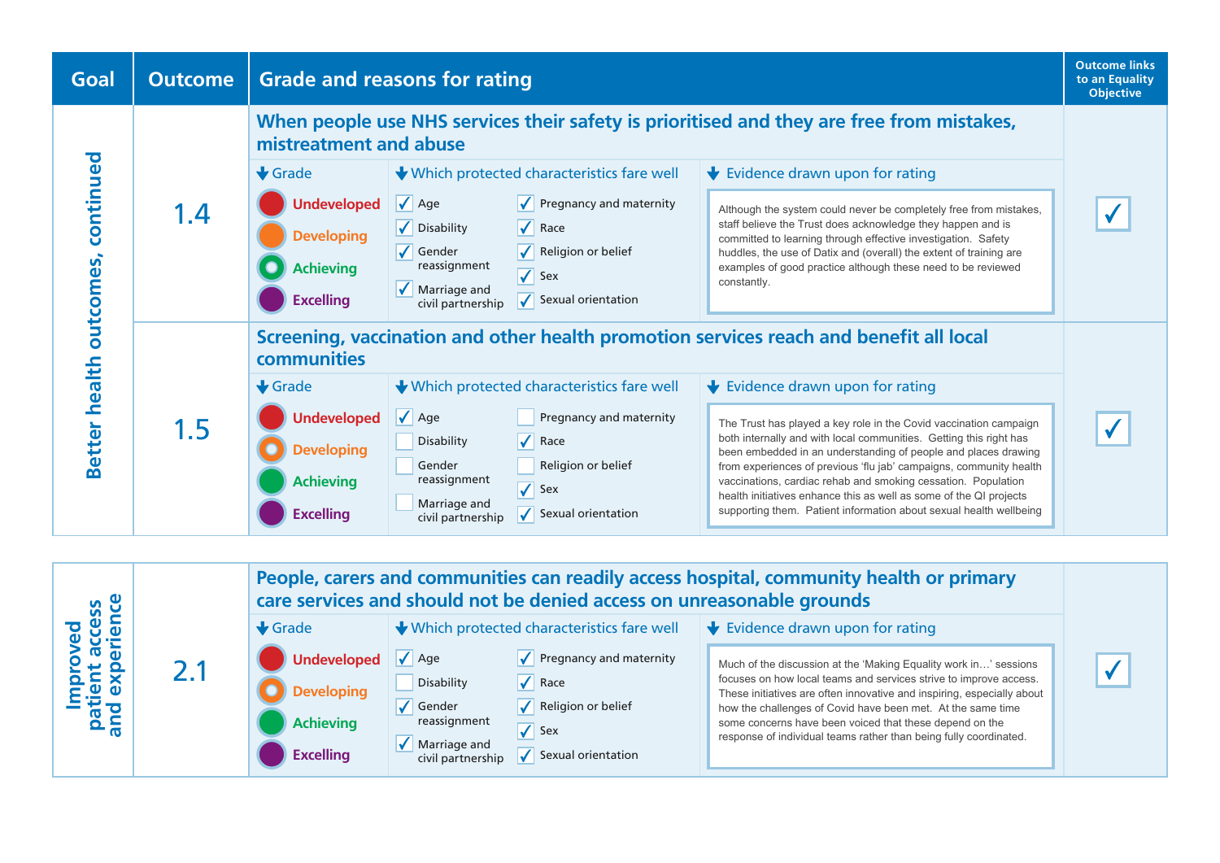| Goal | Outcome | Grade and reasons for rating | | | Outcome links to an Equality Objective |
|---|---|---|---|---|---|
| Better health outcomes, continued | 1.4 | **When people use NHS services their safety is prioritised and they are free from mistakes, mistreatment and abuse** | | | |
| | | **Grade** | **Which protected characteristics fare well** | **Evidence drawn upon for rating** | |
| | | Undeveloped<br>Developing<br>**Achieving** (selected)<br>Excelling | ✓ Age<br>✓ Disability<br>✓ Gender reassignment<br>✓ Marriage and civil partnership<br>✓ Pregnancy and maternity<br>✓ Race<br>✓ Religion or belief<br>✓ Sex<br>✓ Sexual orientation | Although the system could never be completely free from mistakes, staff believe the Trust does acknowledge they happen and is committed to learning through effective investigation. Safety huddles, the use of Datix and (overall) the extent of training are examples of good practice although these need to be reviewed constantly. | ✓ |
| | 1.5 | **Screening, vaccination and other health promotion services reach and benefit all local communities** | | | |
| | | **Grade** | **Which protected characteristics fare well** | **Evidence drawn upon for rating** | |
| | | Undeveloped<br>**Developing** (selected)<br>Achieving<br>Excelling | ✓ Age<br>☐ Disability<br>☐ Gender reassignment<br>☐ Marriage and civil partnership<br>☐ Pregnancy and maternity<br>✓ Race<br>☐ Religion or belief<br>✓ Sex<br>✓ Sexual orientation | The Trust has played a key role in the Covid vaccination campaign both internally and with local communities. Getting this right has been embedded in an understanding of people and places drawing from experiences of previous 'flu jab' campaigns, community health vaccinations, cardiac rehab and smoking cessation. Population health initiatives enhance this as well as some of the QI projects supporting them. Patient information about sexual health wellbeing | ✓ |

| Goal | Outcome | Grade and reasons for rating | | | Outcome links to an Equality Objective |
|---|---|---|---|---|---|
| Improved patient access and experience | 2.1 | **People, carers and communities can readily access hospital, community health or primary care services and should not be denied access on unreasonable grounds** | | | |
| | | **Grade** | **Which protected characteristics fare well** | **Evidence drawn upon for rating** | |
| | | Undeveloped<br>**Developing** (selected)<br>Achieving<br>Excelling | ✓ Age<br>☐ Disability<br>✓ Gender reassignment<br>✓ Marriage and civil partnership<br>✓ Pregnancy and maternity<br>✓ Race<br>✓ Religion or belief<br>✓ Sex<br>✓ Sexual orientation | Much of the discussion at the 'Making Equality work in…' sessions focuses on how local teams and services strive to improve access. These initiatives are often innovative and inspiring, especially about how the challenges of Covid have been met. At the same time some concerns have been voiced that these depend on the response of individual teams rather than being fully coordinated. | ✓ |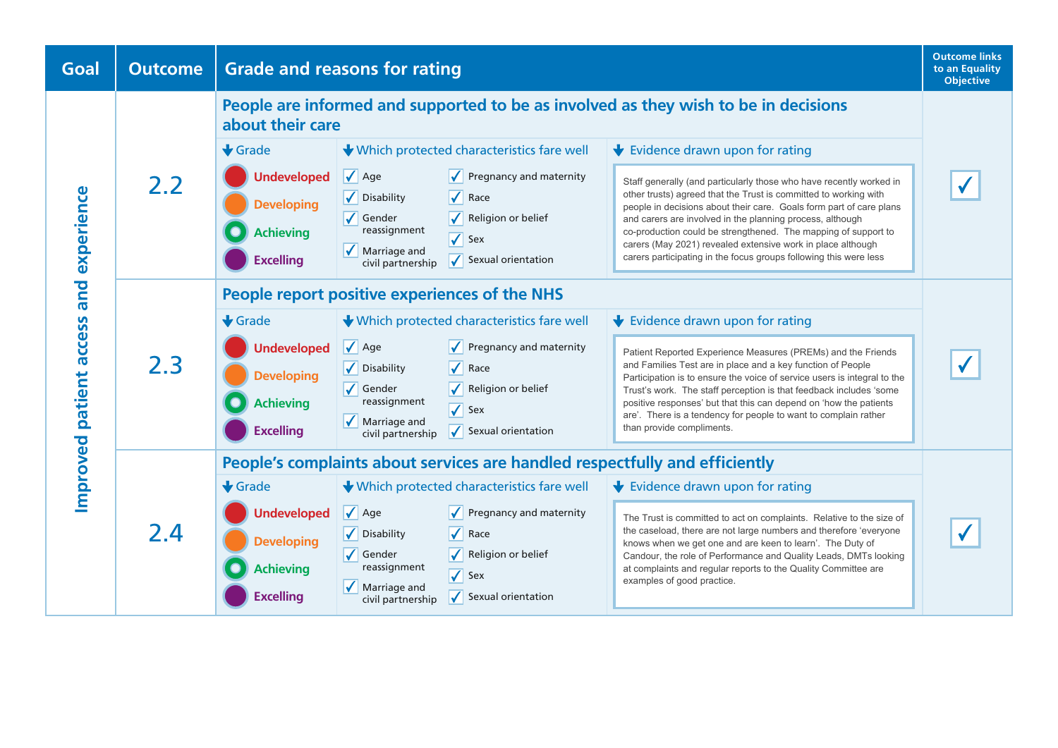| Goal | Outcome | Grade and reasons for rating | | | Outcome links to an Equality Objective |
|---|---|---|---|---|---|
| Improved patient access and experience | 2.2 | **People are informed and supported to be as involved as they wish to be in decisions about their care** | | | ✓ |
| | | **Grade** | **Which protected characteristics fare well** | **Evidence drawn upon for rating** | |
| | | Undeveloped<br>Developing<br>Achieving<br>Excelling | ✓ Age<br>✓ Disability<br>✓ Gender reassignment<br>✓ Marriage and civil partnership<br>✓ Pregnancy and maternity<br>✓ Race<br>✓ Religion or belief<br>✓ Sex<br>✓ Sexual orientation | Staff generally (and particularly those who have recently worked in other trusts) agreed that the Trust is committed to working with people in decisions about their care. Goals form part of care plans and carers are involved in the planning process, although co-production could be strengthened. The mapping of support to carers (May 2021) revealed extensive work in place although carers participating in the focus groups following this were less | |
| | 2.3 | **People report positive experiences of the NHS** | | | ✓ |
| | | **Grade** | **Which protected characteristics fare well** | **Evidence drawn upon for rating** | |
| | | Undeveloped<br>Developing<br>Achieving<br>Excelling | ✓ Age<br>✓ Disability<br>✓ Gender reassignment<br>✓ Marriage and civil partnership<br>✓ Pregnancy and maternity<br>✓ Race<br>✓ Religion or belief<br>✓ Sex<br>✓ Sexual orientation | Patient Reported Experience Measures (PREMs) and the Friends and Families Test are in place and a key function of People Participation is to ensure the voice of service users is integral to the Trust's work. The staff perception is that feedback includes 'some positive responses' but that this can depend on 'how the patients are'. There is a tendency for people to want to complain rather than provide compliments. | |
| | 2.4 | **People's complaints about services are handled respectfully and efficiently** | | | ✓ |
| | | **Grade** | **Which protected characteristics fare well** | **Evidence drawn upon for rating** | |
| | | Undeveloped<br>Developing<br>Achieving<br>Excelling | ✓ Age<br>✓ Disability<br>✓ Gender reassignment<br>✓ Marriage and civil partnership<br>✓ Pregnancy and maternity<br>✓ Race<br>✓ Religion or belief<br>✓ Sex<br>✓ Sexual orientation | The Trust is committed to act on complaints. Relative to the size of the caseload, there are not large numbers and therefore 'everyone knows when we get one and are keen to learn'. The Duty of Candour, the role of Performance and Quality Leads, DMTs looking at complaints and regular reports to the Quality Committee are examples of good practice. | |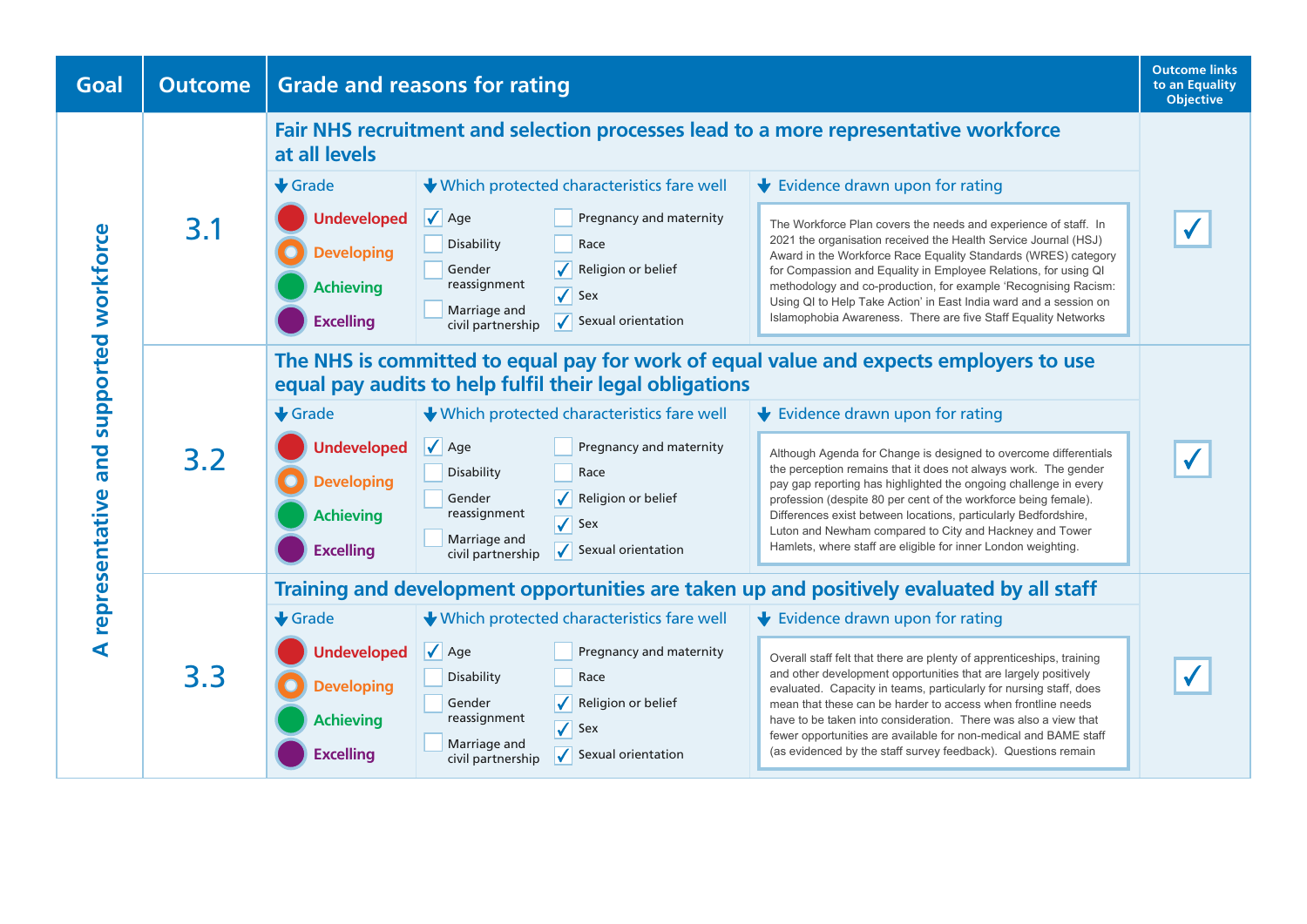| Goal | Outcome | Grade and reasons for rating | Outcome links to an Equality Objective |
|---|---|---|---|
| A representative and supported workforce | 3.1 | **Fair NHS recruitment and selection processes lead to a more representative workforce at all levels**<br><br>**Grade:** Undeveloped / Developing / Achieving / Excelling<br><br>**Which protected characteristics fare well:**<br>☑ Age<br>☐ Disability<br>☐ Gender reassignment<br>☐ Marriage and civil partnership<br>☐ Pregnancy and maternity<br>☐ Race<br>☑ Religion or belief<br>☑ Sex<br>☑ Sexual orientation<br><br>**Evidence drawn upon for rating:**<br>The Workforce Plan covers the needs and experience of staff. In 2021 the organisation received the Health Service Journal (HSJ) Award in the Workforce Race Equality Standards (WRES) category for Compassion and Equality in Employee Relations, for using QI methodology and co-production, for example 'Recognising Racism: Using QI to Help Take Action' in East India ward and a session on Islamophobia Awareness. There are five Staff Equality Networks | ✓ |
| | 3.2 | **The NHS is committed to equal pay for work of equal value and expects employers to use equal pay audits to help fulfil their legal obligations**<br><br>**Grade:** Undeveloped / Developing / Achieving / Excelling<br><br>**Which protected characteristics fare well:**<br>☑ Age<br>☐ Disability<br>☐ Gender reassignment<br>☐ Marriage and civil partnership<br>☐ Pregnancy and maternity<br>☐ Race<br>☑ Religion or belief<br>☑ Sex<br>☑ Sexual orientation<br><br>**Evidence drawn upon for rating:**<br>Although Agenda for Change is designed to overcome differentials the perception remains that it does not always work. The gender pay gap reporting has highlighted the ongoing challenge in every profession (despite 80 per cent of the workforce being female). Differences exist between locations, particularly Bedfordshire, Luton and Newham compared to City and Hackney and Tower Hamlets, where staff are eligible for inner London weighting. | ✓ |
| | 3.3 | **Training and development opportunities are taken up and positively evaluated by all staff**<br><br>**Grade:** Undeveloped / Developing / Achieving / Excelling<br><br>**Which protected characteristics fare well:**<br>☑ Age<br>☐ Disability<br>☐ Gender reassignment<br>☐ Marriage and civil partnership<br>☐ Pregnancy and maternity<br>☐ Race<br>☑ Religion or belief<br>☑ Sex<br>☑ Sexual orientation<br><br>**Evidence drawn upon for rating:**<br>Overall staff felt that there are plenty of apprenticeships, training and other development opportunities that are largely positively evaluated. Capacity in teams, particularly for nursing staff, does mean that these can be harder to access when frontline needs have to be taken into consideration. There was also a view that fewer opportunities are available for non-medical and BAME staff (as evidenced by the staff survey feedback). Questions remain | ✓ |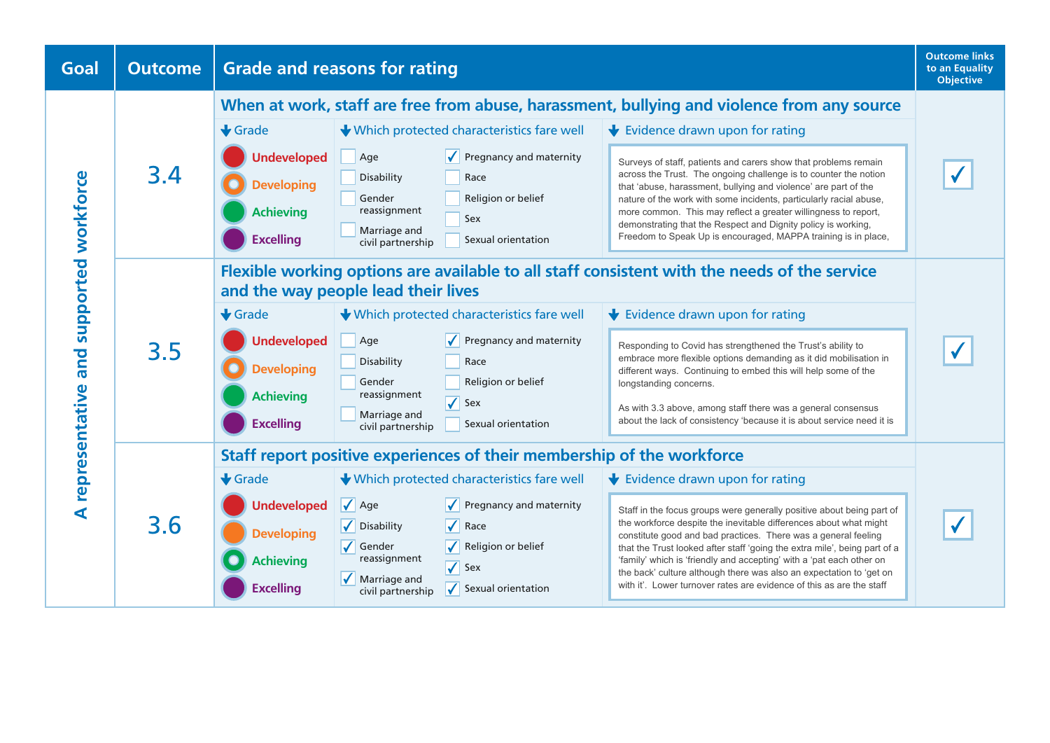| Goal | Outcome | Grade and reasons for rating | Outcome links to an Equality Objective |
|---|---|---|---|
| A representative and supported workforce | 3.4 | **When at work, staff are free from abuse, harassment, bullying and violence from any source**<br><br>**Grade:** Developing (selected) — options: Undeveloped, Developing, Achieving, Excelling<br><br>**Which protected characteristics fare well:** Pregnancy and maternity ✓ (not selected: Age, Disability, Gender reassignment, Marriage and civil partnership, Race, Religion or belief, Sex, Sexual orientation)<br><br>**Evidence drawn upon for rating:** Surveys of staff, patients and carers show that problems remain across the Trust. The ongoing challenge is to counter the notion that 'abuse, harassment, bullying and violence' are part of the nature of the work with some incidents, particularly racial abuse, more common. This may reflect a greater willingness to report, demonstrating that the Respect and Dignity policy is working, Freedom to Speak Up is encouraged, MAPPA training is in place, | ✓ |
| | 3.5 | **Flexible working options are available to all staff consistent with the needs of the service and the way people lead their lives**<br><br>**Grade:** Developing (selected) — options: Undeveloped, Developing, Achieving, Excelling<br><br>**Which protected characteristics fare well:** Pregnancy and maternity ✓, Sex ✓ (not selected: Age, Disability, Gender reassignment, Marriage and civil partnership, Race, Religion or belief, Sexual orientation)<br><br>**Evidence drawn upon for rating:** Responding to Covid has strengthened the Trust's ability to embrace more flexible options demanding as it did mobilisation in different ways. Continuing to embed this will help some of the longstanding concerns.<br><br>As with 3.3 above, among staff there was a general consensus about the lack of consistency 'because it is about service need it is | ✓ |
| | 3.6 | **Staff report positive experiences of their membership of the workforce**<br><br>**Grade:** Achieving (selected) — options: Undeveloped, Developing, Achieving, Excelling<br><br>**Which protected characteristics fare well:** Age ✓, Disability ✓, Gender reassignment ✓, Marriage and civil partnership ✓, Pregnancy and maternity ✓, Race ✓, Religion or belief ✓, Sex ✓, Sexual orientation ✓<br><br>**Evidence drawn upon for rating:** Staff in the focus groups were generally positive about being part of the workforce despite the inevitable differences about what might constitute good and bad practices. There was a general feeling that the Trust looked after staff 'going the extra mile', being part of a 'family' which is 'friendly and accepting' with a 'pat each other on the back' culture although there was also an expectation to 'get on with it'. Lower turnover rates are evidence of this as are the staff | ✓ |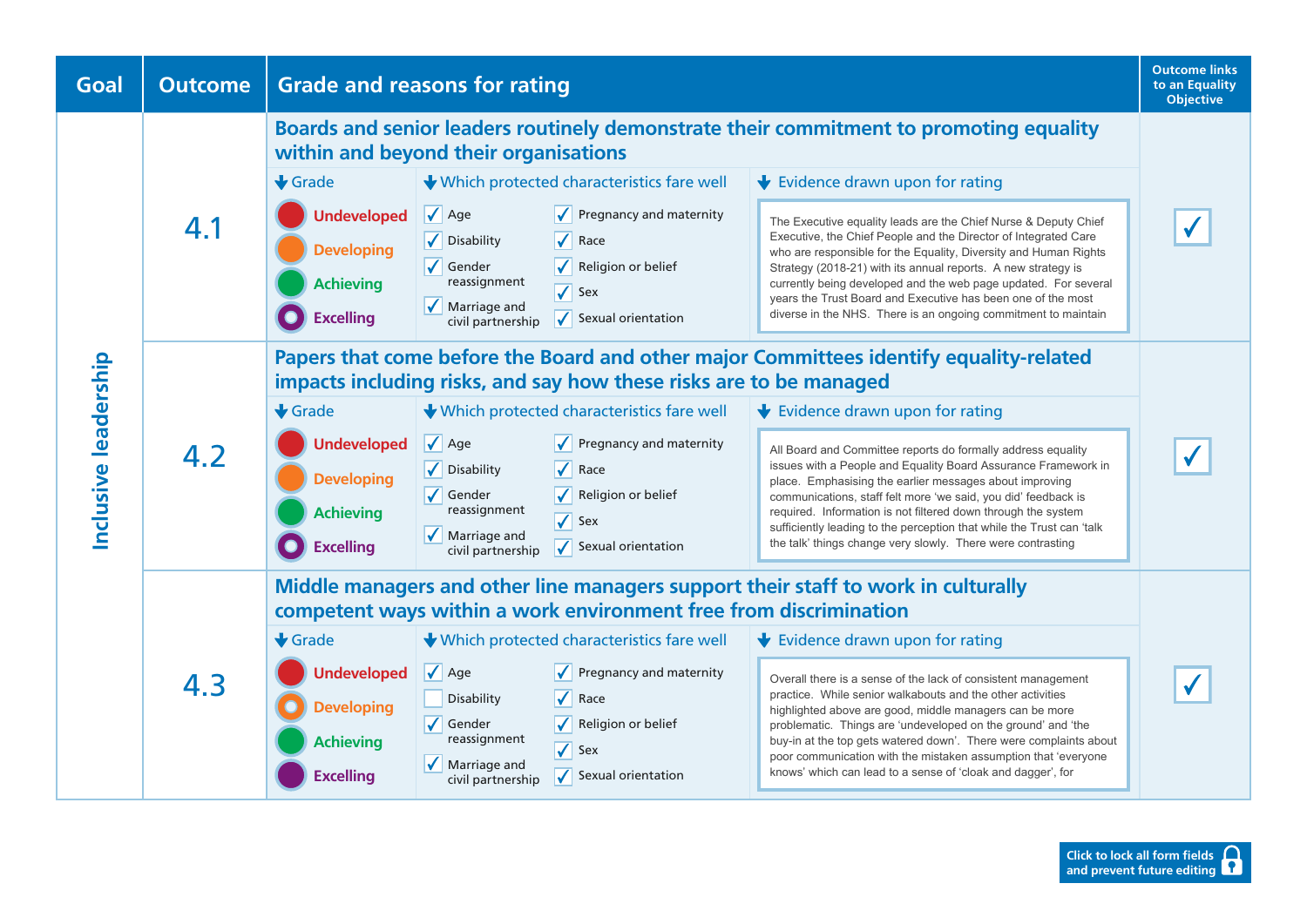| Goal | Outcome | Grade and reasons for rating | | | Outcome links to an Equality Objective |
|---|---|---|---|---|---|
| Inclusive leadership | 4.1 | **Boards and senior leaders routinely demonstrate their commitment to promoting equality within and beyond their organisations** | | | |
| | | **Grade:** Undeveloped / Developing / Achieving / **Excelling** (selected) | **Which protected characteristics fare well:** ✓ Age, ✓ Disability, ✓ Gender reassignment, ✓ Marriage and civil partnership, ✓ Pregnancy and maternity, ✓ Race, ✓ Religion or belief, ✓ Sex, ✓ Sexual orientation | **Evidence drawn upon for rating:** The Executive equality leads are the Chief Nurse & Deputy Chief Executive, the Chief People and the Director of Integrated Care who are responsible for the Equality, Diversity and Human Rights Strategy (2018-21) with its annual reports. A new strategy is currently being developed and the web page updated. For several years the Trust Board and Executive has been one of the most diverse in the NHS. There is an ongoing commitment to maintain | ✓ |
| | 4.2 | **Papers that come before the Board and other major Committees identify equality-related impacts including risks, and say how these risks are to be managed** | | | |
| | | **Grade:** Undeveloped / Developing / Achieving / **Excelling** (selected) | **Which protected characteristics fare well:** ✓ Age, ✓ Disability, ✓ Gender reassignment, ✓ Marriage and civil partnership, ✓ Pregnancy and maternity, ✓ Race, ✓ Religion or belief, ✓ Sex, ✓ Sexual orientation | **Evidence drawn upon for rating:** All Board and Committee reports do formally address equality issues with a People and Equality Board Assurance Framework in place. Emphasising the earlier messages about improving communications, staff felt more 'we said, you did' feedback is required. Information is not filtered down through the system sufficiently leading to the perception that while the Trust can 'talk the talk' things change very slowly. There were contrasting | ✓ |
| | 4.3 | **Middle managers and other line managers support their staff to work in culturally competent ways within a work environment free from discrimination** | | | |
| | | **Grade:** Undeveloped / **Developing** (selected) / Achieving / Excelling | **Which protected characteristics fare well:** ✓ Age, ☐ Disability, ✓ Gender reassignment, ✓ Marriage and civil partnership, ✓ Pregnancy and maternity, ✓ Race, ✓ Religion or belief, ✓ Sex, ✓ Sexual orientation | **Evidence drawn upon for rating:** Overall there is a sense of the lack of consistent management practice. While senior walkabouts and the other activities highlighted above are good, middle managers can be more problematic. Things are 'undeveloped on the ground' and 'the buy-in at the top gets watered down'. There were complaints about poor communication with the mistaken assumption that 'everyone knows' which can lead to a sense of 'cloak and dagger', for | ✓ |

Click to lock all form fields and prevent future editing